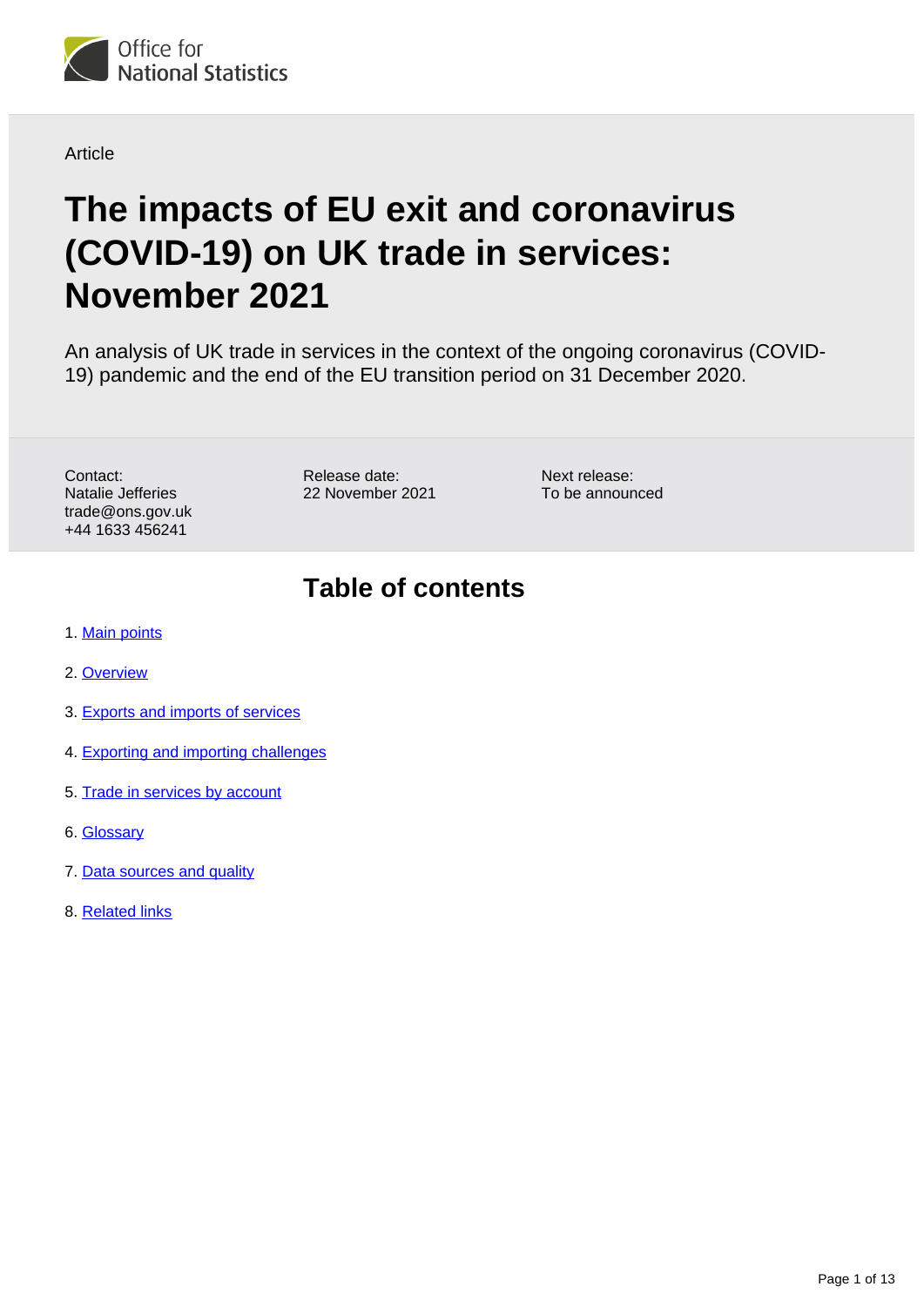Office for National Statistics

Article

# The impacts of EU exit and coronavirus (COVID-19) on UK trade in services: November 2021

An analysis of UK trade in services in the context of the ongoing coronavirus (COVID-19) pandemic and the end of the EU transition period on 31 December 2020.

Contact:
Natalie Jefferies
trade@ons.gov.uk
+44 1633 456241

Release date:
22 November 2021

Next release:
To be announced

## Table of contents

1. Main points
2. Overview
3. Exports and imports of services
4. Exporting and importing challenges
5. Trade in services by account
6. Glossary
7. Data sources and quality
8. Related links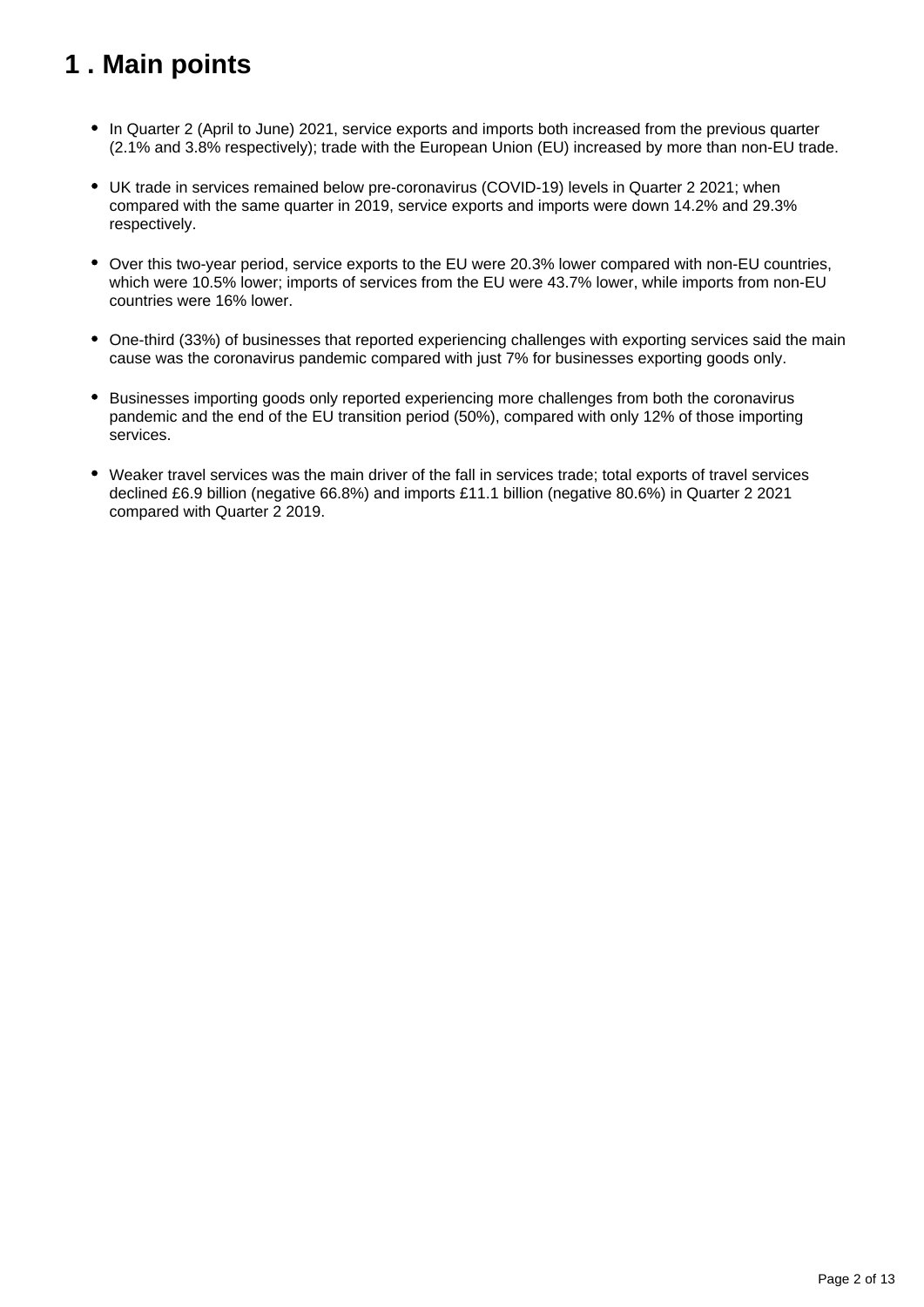# 1 . Main points

- In Quarter 2 (April to June) 2021, service exports and imports both increased from the previous quarter (2.1% and 3.8% respectively); trade with the European Union (EU) increased by more than non-EU trade.
- UK trade in services remained below pre-coronavirus (COVID-19) levels in Quarter 2 2021; when compared with the same quarter in 2019, service exports and imports were down 14.2% and 29.3% respectively.
- Over this two-year period, service exports to the EU were 20.3% lower compared with non-EU countries, which were 10.5% lower; imports of services from the EU were 43.7% lower, while imports from non-EU countries were 16% lower.
- One-third (33%) of businesses that reported experiencing challenges with exporting services said the main cause was the coronavirus pandemic compared with just 7% for businesses exporting goods only.
- Businesses importing goods only reported experiencing more challenges from both the coronavirus pandemic and the end of the EU transition period (50%), compared with only 12% of those importing services.
- Weaker travel services was the main driver of the fall in services trade; total exports of travel services declined £6.9 billion (negative 66.8%) and imports £11.1 billion (negative 80.6%) in Quarter 2 2021 compared with Quarter 2 2019.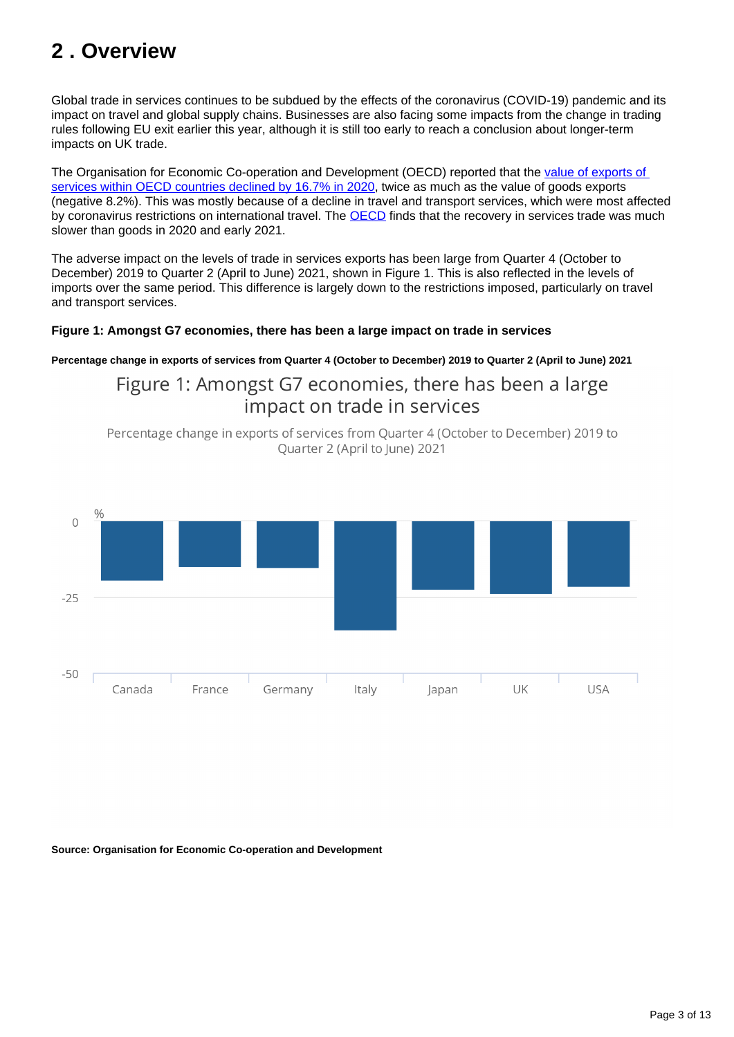## 2 . Overview

Global trade in services continues to be subdued by the effects of the coronavirus (COVID-19) pandemic and its impact on travel and global supply chains. Businesses are also facing some impacts from the change in trading rules following EU exit earlier this year, although it is still too early to reach a conclusion about longer-term impacts on UK trade.

The Organisation for Economic Co-operation and Development (OECD) reported that the [value of exports of services within OECD countries declined by 16.7% in 2020](), twice as much as the value of goods exports (negative 8.2%). This was mostly because of a decline in travel and transport services, which were most affected by coronavirus restrictions on international travel. The [OECD]() finds that the recovery in services trade was much slower than goods in 2020 and early 2021.

The adverse impact on the levels of trade in services exports has been large from Quarter 4 (October to December) 2019 to Quarter 2 (April to June) 2021, shown in Figure 1. This is also reflected in the levels of imports over the same period. This difference is largely down to the restrictions imposed, particularly on travel and transport services.

**Figure 1: Amongst G7 economies, there has been a large impact on trade in services**

**Percentage change in exports of services from Quarter 4 (October to December) 2019 to Quarter 2 (April to June) 2021**

Figure 1: Amongst G7 economies, there has been a large impact on trade in services

Percentage change in exports of services from Quarter 4 (October to December) 2019 to Quarter 2 (April to June) 2021

%

0

-25

-50

Canada France Germany Italy Japan UK USA

**Source: Organisation for Economic Co-operation and Development**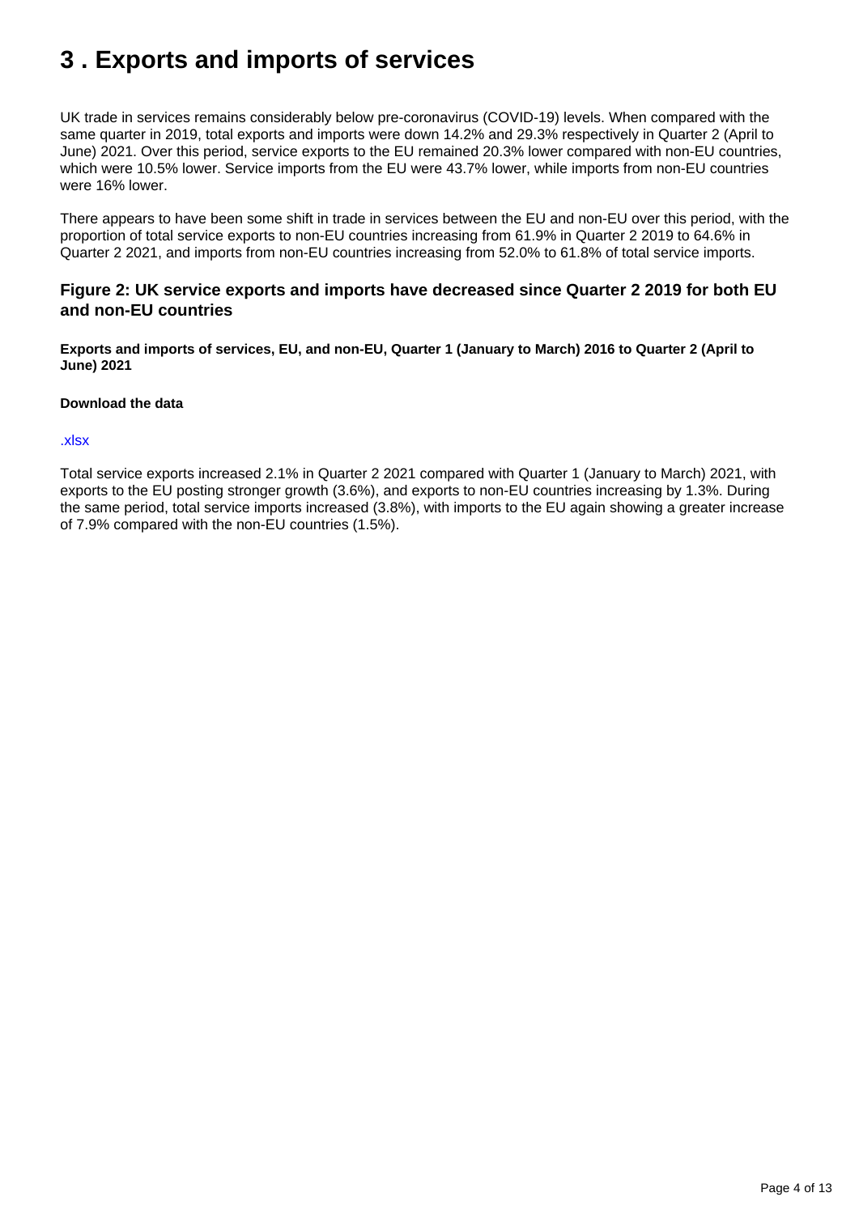# 3 . Exports and imports of services

UK trade in services remains considerably below pre-coronavirus (COVID-19) levels. When compared with the same quarter in 2019, total exports and imports were down 14.2% and 29.3% respectively in Quarter 2 (April to June) 2021. Over this period, service exports to the EU remained 20.3% lower compared with non-EU countries, which were 10.5% lower. Service imports from the EU were 43.7% lower, while imports from non-EU countries were 16% lower.

There appears to have been some shift in trade in services between the EU and non-EU over this period, with the proportion of total service exports to non-EU countries increasing from 61.9% in Quarter 2 2019 to 64.6% in Quarter 2 2021, and imports from non-EU countries increasing from 52.0% to 61.8% of total service imports.

### Figure 2: UK service exports and imports have decreased since Quarter 2 2019 for both EU and non-EU countries

**Exports and imports of services, EU, and non-EU, Quarter 1 (January to March) 2016 to Quarter 2 (April to June) 2021**

**Download the data**

.xlsx

Total service exports increased 2.1% in Quarter 2 2021 compared with Quarter 1 (January to March) 2021, with exports to the EU posting stronger growth (3.6%), and exports to non-EU countries increasing by 1.3%. During the same period, total service imports increased (3.8%), with imports to the EU again showing a greater increase of 7.9% compared with the non-EU countries (1.5%).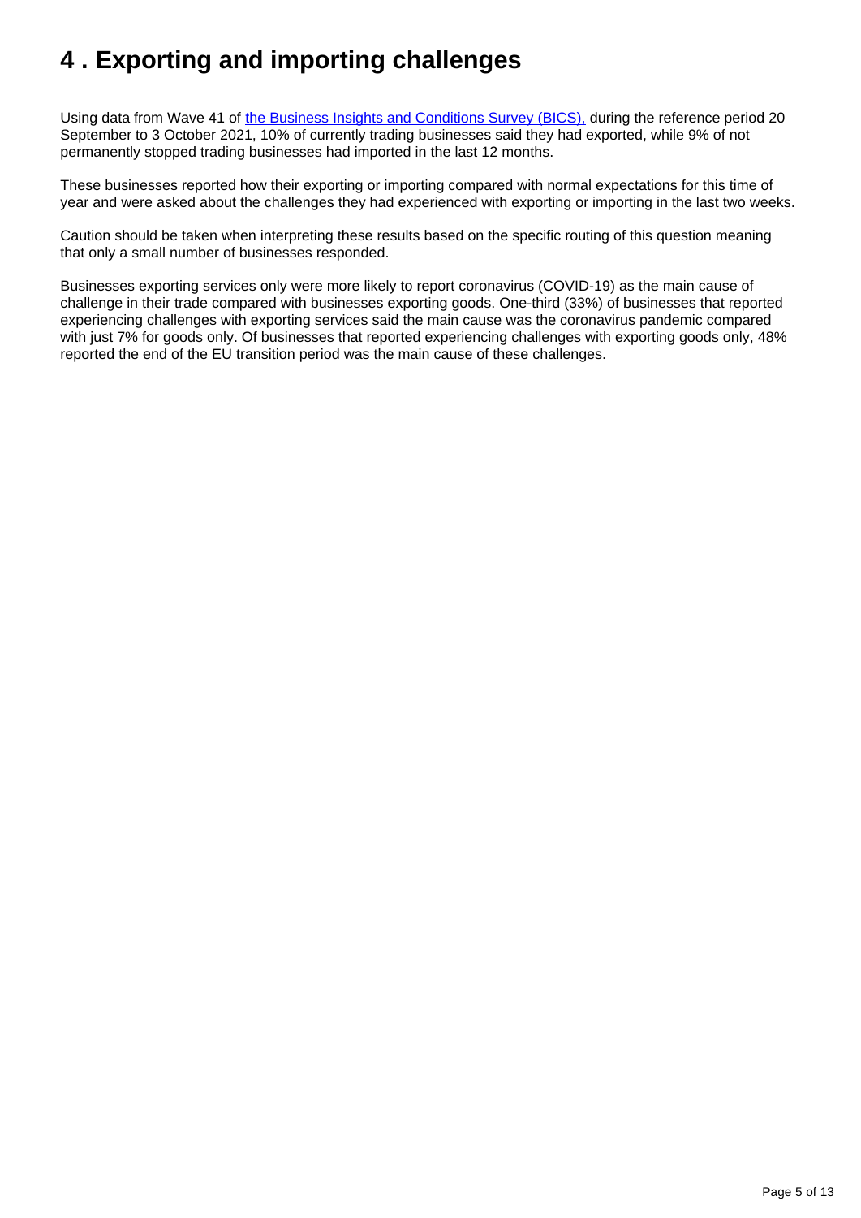# 4 . Exporting and importing challenges

Using data from Wave 41 of [the Business Insights and Conditions Survey (BICS),](#) during the reference period 20 September to 3 October 2021, 10% of currently trading businesses said they had exported, while 9% of not permanently stopped trading businesses had imported in the last 12 months.

These businesses reported how their exporting or importing compared with normal expectations for this time of year and were asked about the challenges they had experienced with exporting or importing in the last two weeks.

Caution should be taken when interpreting these results based on the specific routing of this question meaning that only a small number of businesses responded.

Businesses exporting services only were more likely to report coronavirus (COVID-19) as the main cause of challenge in their trade compared with businesses exporting goods. One-third (33%) of businesses that reported experiencing challenges with exporting services said the main cause was the coronavirus pandemic compared with just 7% for goods only. Of businesses that reported experiencing challenges with exporting goods only, 48% reported the end of the EU transition period was the main cause of these challenges.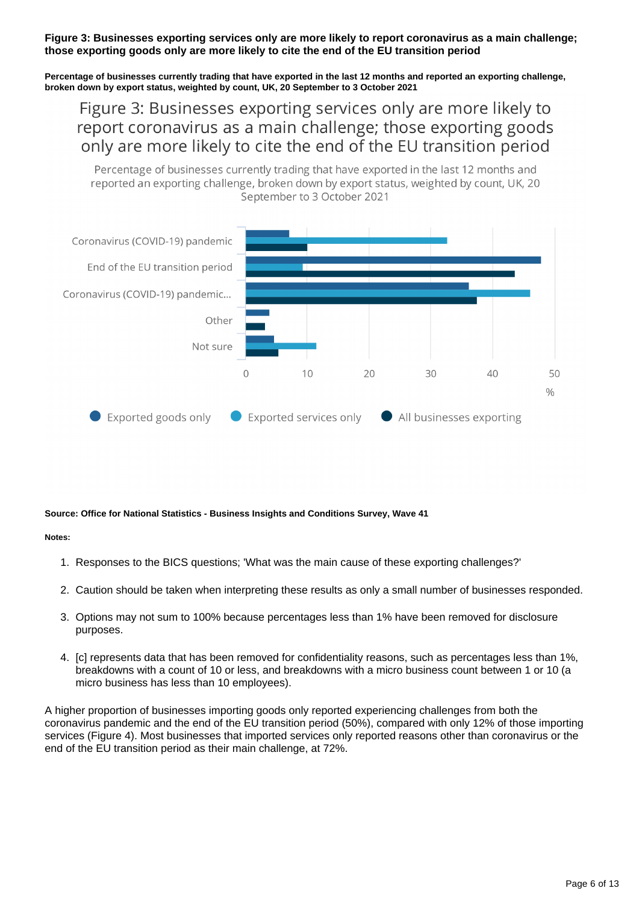**Figure 3: Businesses exporting services only are more likely to report coronavirus as a main challenge; those exporting goods only are more likely to cite the end of the EU transition period**

**Percentage of businesses currently trading that have exported in the last 12 months and reported an exporting challenge, broken down by export status, weighted by count, UK, 20 September to 3 October 2021**

**Source: Office for National Statistics - Business Insights and Conditions Survey, Wave 41**

**Notes:**

1. Responses to the BICS questions; 'What was the main cause of these exporting challenges?'
2. Caution should be taken when interpreting these results as only a small number of businesses responded.
3. Options may not sum to 100% because percentages less than 1% have been removed for disclosure purposes.
4. [c] represents data that has been removed for confidentiality reasons, such as percentages less than 1%, breakdowns with a count of 10 or less, and breakdowns with a micro business count between 1 or 10 (a micro business has less than 10 employees).

A higher proportion of businesses importing goods only reported experiencing challenges from both the coronavirus pandemic and the end of the EU transition period (50%), compared with only 12% of those importing services (Figure 4). Most businesses that imported services only reported reasons other than coronavirus or the end of the EU transition period as their main challenge, at 72%.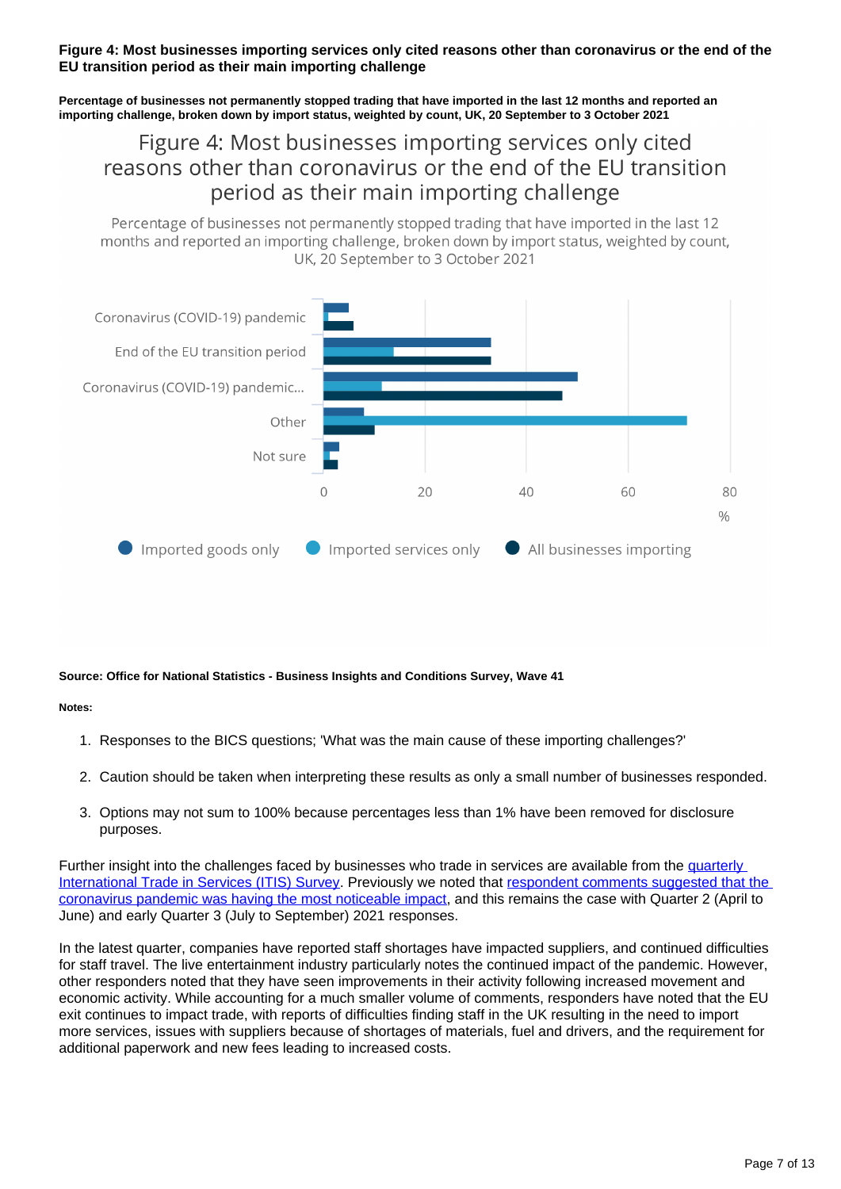**Figure 4: Most businesses importing services only cited reasons other than coronavirus or the end of the EU transition period as their main importing challenge**

**Percentage of businesses not permanently stopped trading that have imported in the last 12 months and reported an importing challenge, broken down by import status, weighted by count, UK, 20 September to 3 October 2021**

Figure 4: Most businesses importing services only cited reasons other than coronavirus or the end of the EU transition period as their main importing challenge

Percentage of businesses not permanently stopped trading that have imported in the last 12 months and reported an importing challenge, broken down by import status, weighted by count, UK, 20 September to 3 October 2021

**Source: Office for National Statistics - Business Insights and Conditions Survey, Wave 41**

**Notes:**

1. Responses to the BICS questions; 'What was the main cause of these importing challenges?'
2. Caution should be taken when interpreting these results as only a small number of businesses responded.
3. Options may not sum to 100% because percentages less than 1% have been removed for disclosure purposes.

Further insight into the challenges faced by businesses who trade in services are available from the quarterly International Trade in Services (ITIS) Survey. Previously we noted that respondent comments suggested that the coronavirus pandemic was having the most noticeable impact, and this remains the case with Quarter 2 (April to June) and early Quarter 3 (July to September) 2021 responses.

In the latest quarter, companies have reported staff shortages have impacted suppliers, and continued difficulties for staff travel. The live entertainment industry particularly notes the continued impact of the pandemic. However, other responders noted that they have seen improvements in their activity following increased movement and economic activity. While accounting for a much smaller volume of comments, responders have noted that the EU exit continues to impact trade, with reports of difficulties finding staff in the UK resulting in the need to import more services, issues with suppliers because of shortages of materials, fuel and drivers, and the requirement for additional paperwork and new fees leading to increased costs.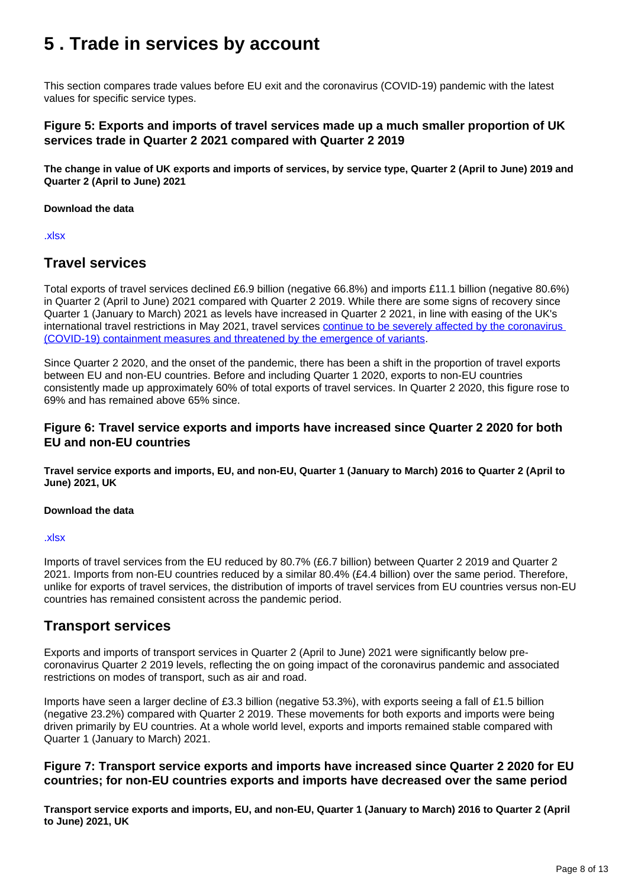# 5 . Trade in services by account

This section compares trade values before EU exit and the coronavirus (COVID-19) pandemic with the latest values for specific service types.

### Figure 5: Exports and imports of travel services made up a much smaller proportion of UK services trade in Quarter 2 2021 compared with Quarter 2 2019

**The change in value of UK exports and imports of services, by service type, Quarter 2 (April to June) 2019 and Quarter 2 (April to June) 2021**

**Download the data**

.xlsx

## Travel services

Total exports of travel services declined £6.9 billion (negative 66.8%) and imports £11.1 billion (negative 80.6%) in Quarter 2 (April to June) 2021 compared with Quarter 2 2019. While there are some signs of recovery since Quarter 1 (January to March) 2021 as levels have increased in Quarter 2 2021, in line with easing of the UK's international travel restrictions in May 2021, travel services continue to be severely affected by the coronavirus (COVID-19) containment measures and threatened by the emergence of variants.

Since Quarter 2 2020, and the onset of the pandemic, there has been a shift in the proportion of travel exports between EU and non-EU countries. Before and including Quarter 1 2020, exports to non-EU countries consistently made up approximately 60% of total exports of travel services. In Quarter 2 2020, this figure rose to 69% and has remained above 65% since.

### Figure 6: Travel service exports and imports have increased since Quarter 2 2020 for both EU and non-EU countries

**Travel service exports and imports, EU, and non-EU, Quarter 1 (January to March) 2016 to Quarter 2 (April to June) 2021, UK**

**Download the data**

.xlsx

Imports of travel services from the EU reduced by 80.7% (£6.7 billion) between Quarter 2 2019 and Quarter 2 2021. Imports from non-EU countries reduced by a similar 80.4% (£4.4 billion) over the same period. Therefore, unlike for exports of travel services, the distribution of imports of travel services from EU countries versus non-EU countries has remained consistent across the pandemic period.

## Transport services

Exports and imports of transport services in Quarter 2 (April to June) 2021 were significantly below pre-coronavirus Quarter 2 2019 levels, reflecting the on going impact of the coronavirus pandemic and associated restrictions on modes of transport, such as air and road.

Imports have seen a larger decline of £3.3 billion (negative 53.3%), with exports seeing a fall of £1.5 billion (negative 23.2%) compared with Quarter 2 2019. These movements for both exports and imports were being driven primarily by EU countries. At a whole world level, exports and imports remained stable compared with Quarter 1 (January to March) 2021.

### Figure 7: Transport service exports and imports have increased since Quarter 2 2020 for EU countries; for non-EU countries exports and imports have decreased over the same period

**Transport service exports and imports, EU, and non-EU, Quarter 1 (January to March) 2016 to Quarter 2 (April to June) 2021, UK**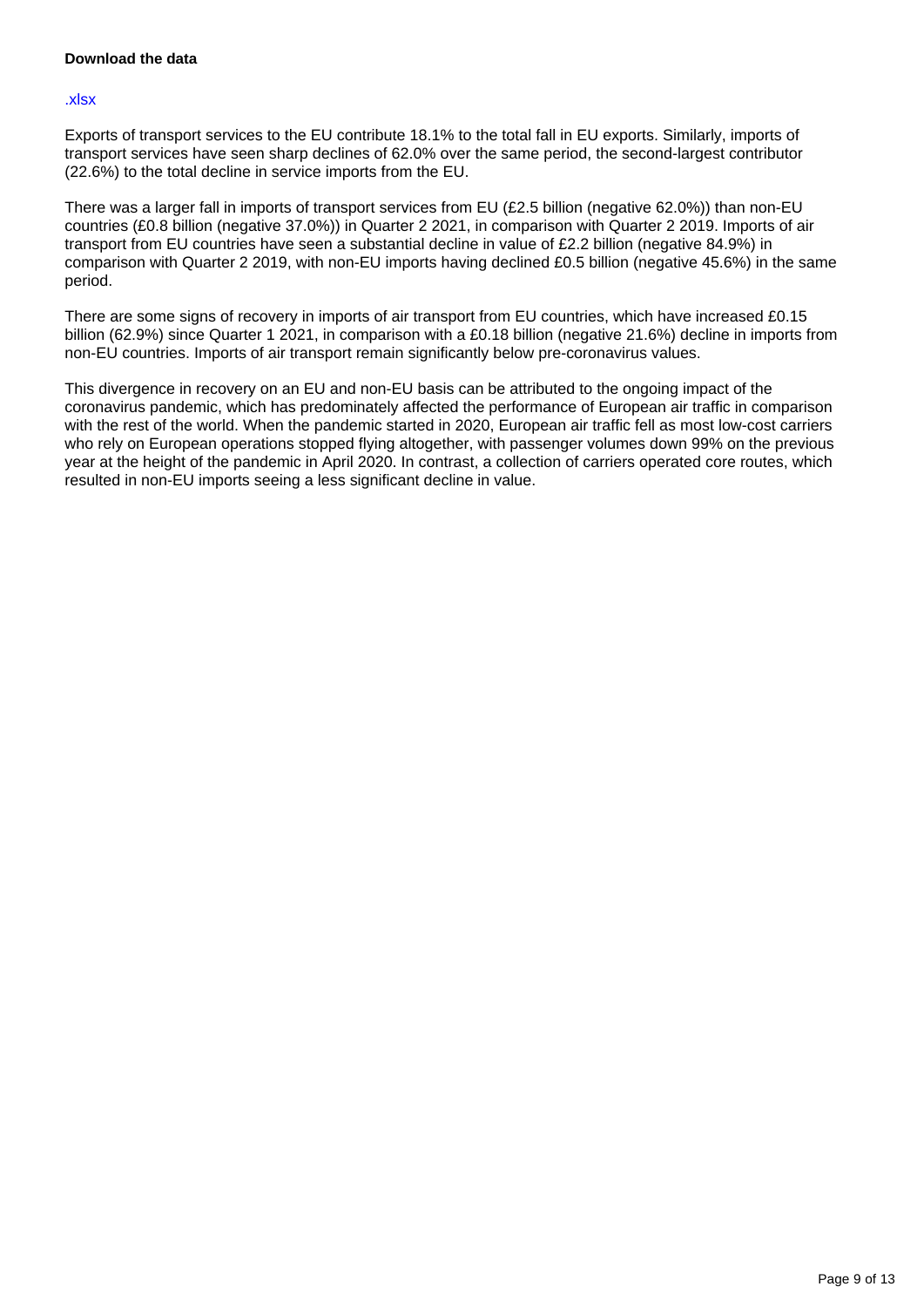**Download the data**

.xlsx

Exports of transport services to the EU contribute 18.1% to the total fall in EU exports. Similarly, imports of transport services have seen sharp declines of 62.0% over the same period, the second-largest contributor (22.6%) to the total decline in service imports from the EU.

There was a larger fall in imports of transport services from EU (£2.5 billion (negative 62.0%)) than non-EU countries (£0.8 billion (negative 37.0%)) in Quarter 2 2021, in comparison with Quarter 2 2019. Imports of air transport from EU countries have seen a substantial decline in value of £2.2 billion (negative 84.9%) in comparison with Quarter 2 2019, with non-EU imports having declined £0.5 billion (negative 45.6%) in the same period.

There are some signs of recovery in imports of air transport from EU countries, which have increased £0.15 billion (62.9%) since Quarter 1 2021, in comparison with a £0.18 billion (negative 21.6%) decline in imports from non-EU countries. Imports of air transport remain significantly below pre-coronavirus values.

This divergence in recovery on an EU and non-EU basis can be attributed to the ongoing impact of the coronavirus pandemic, which has predominately affected the performance of European air traffic in comparison with the rest of the world. When the pandemic started in 2020, European air traffic fell as most low-cost carriers who rely on European operations stopped flying altogether, with passenger volumes down 99% on the previous year at the height of the pandemic in April 2020. In contrast, a collection of carriers operated core routes, which resulted in non-EU imports seeing a less significant decline in value.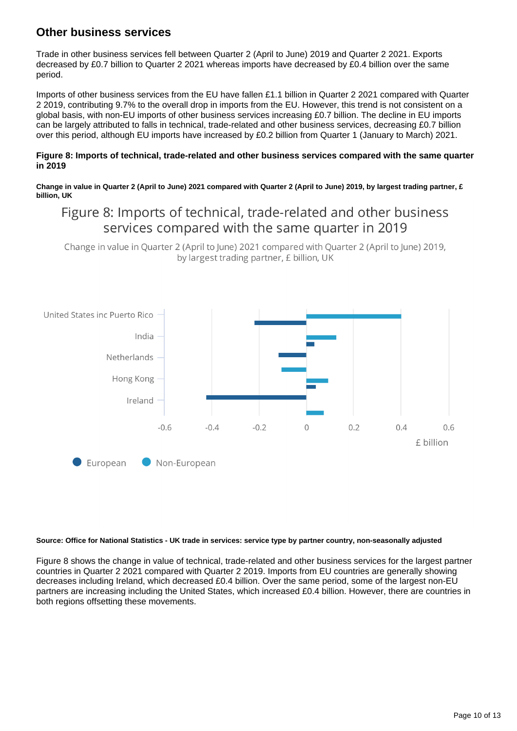## Other business services

Trade in other business services fell between Quarter 2 (April to June) 2019 and Quarter 2 2021. Exports decreased by £0.7 billion to Quarter 2 2021 whereas imports have decreased by £0.4 billion over the same period.

Imports of other business services from the EU have fallen £1.1 billion in Quarter 2 2021 compared with Quarter 2 2019, contributing 9.7% to the overall drop in imports from the EU. However, this trend is not consistent on a global basis, with non-EU imports of other business services increasing £0.7 billion. The decline in EU imports can be largely attributed to falls in technical, trade-related and other business services, decreasing £0.7 billion over this period, although EU imports have increased by £0.2 billion from Quarter 1 (January to March) 2021.

**Figure 8: Imports of technical, trade-related and other business services compared with the same quarter in 2019**

**Change in value in Quarter 2 (April to June) 2021 compared with Quarter 2 (April to June) 2019, by largest trading partner, £ billion, UK**

**Source: Office for National Statistics - UK trade in services: service type by partner country, non-seasonally adjusted**

Figure 8 shows the change in value of technical, trade-related and other business services for the largest partner countries in Quarter 2 2021 compared with Quarter 2 2019. Imports from EU countries are generally showing decreases including Ireland, which decreased £0.4 billion. Over the same period, some of the largest non-EU partners are increasing including the United States, which increased £0.4 billion. However, there are countries in both regions offsetting these movements.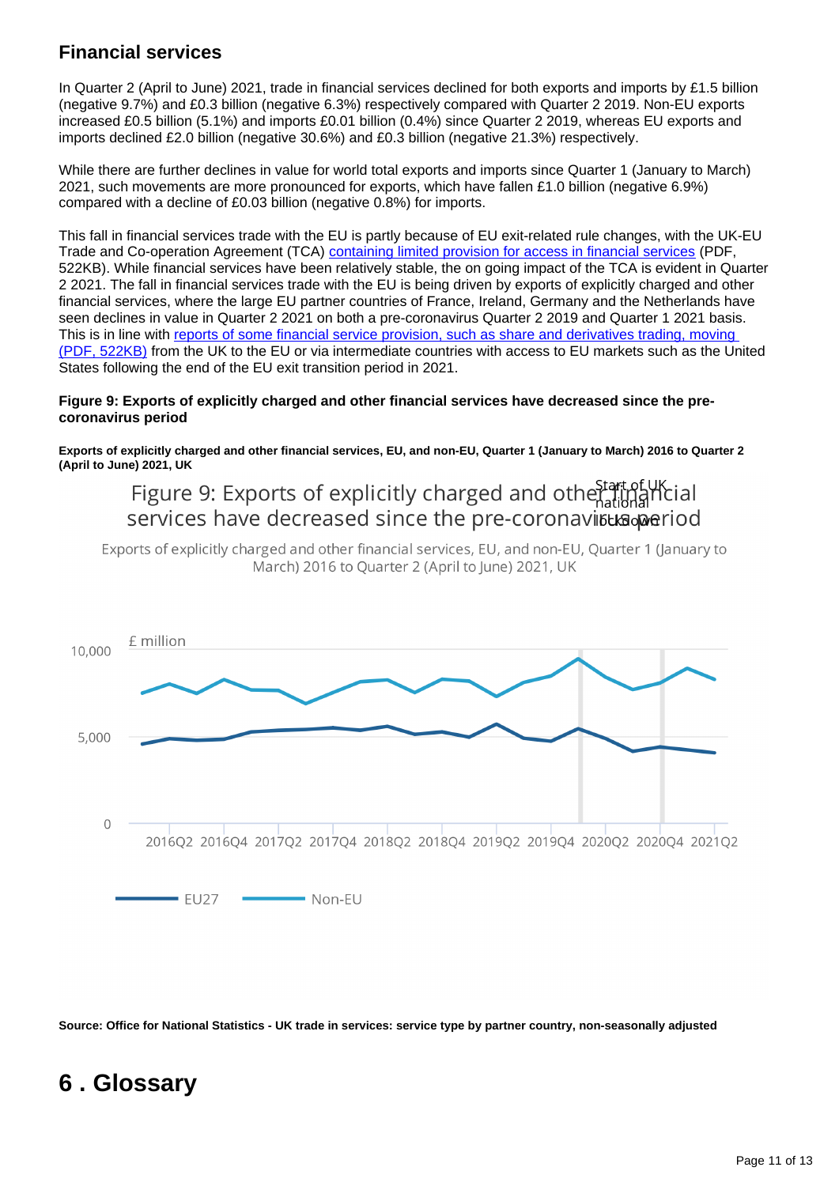## Financial services

In Quarter 2 (April to June) 2021, trade in financial services declined for both exports and imports by £1.5 billion (negative 9.7%) and £0.3 billion (negative 6.3%) respectively compared with Quarter 2 2019. Non-EU exports increased £0.5 billion (5.1%) and imports £0.01 billion (0.4%) since Quarter 2 2019, whereas EU exports and imports declined £2.0 billion (negative 30.6%) and £0.3 billion (negative 21.3%) respectively.

While there are further declines in value for world total exports and imports since Quarter 1 (January to March) 2021, such movements are more pronounced for exports, which have fallen £1.0 billion (negative 6.9%) compared with a decline of £0.03 billion (negative 0.8%) for imports.

This fall in financial services trade with the EU is partly because of EU exit-related rule changes, with the UK-EU Trade and Co-operation Agreement (TCA) containing limited provision for access in financial services (PDF, 522KB). While financial services have been relatively stable, the on going impact of the TCA is evident in Quarter 2 2021. The fall in financial services trade with the EU is being driven by exports of explicitly charged and other financial services, where the large EU partner countries of France, Ireland, Germany and the Netherlands have seen declines in value in Quarter 2 2021 on both a pre-coronavirus Quarter 2 2019 and Quarter 1 2021 basis. This is in line with reports of some financial service provision, such as share and derivatives trading, moving (PDF, 522KB) from the UK to the EU or via intermediate countries with access to EU markets such as the United States following the end of the EU exit transition period in 2021.

**Figure 9: Exports of explicitly charged and other financial services have decreased since the pre-coronavirus period**

**Exports of explicitly charged and other financial services, EU, and non-EU, Quarter 1 (January to March) 2016 to Quarter 2 (April to June) 2021, UK**

**Source: Office for National Statistics - UK trade in services: service type by partner country, non-seasonally adjusted**

# 6 . Glossary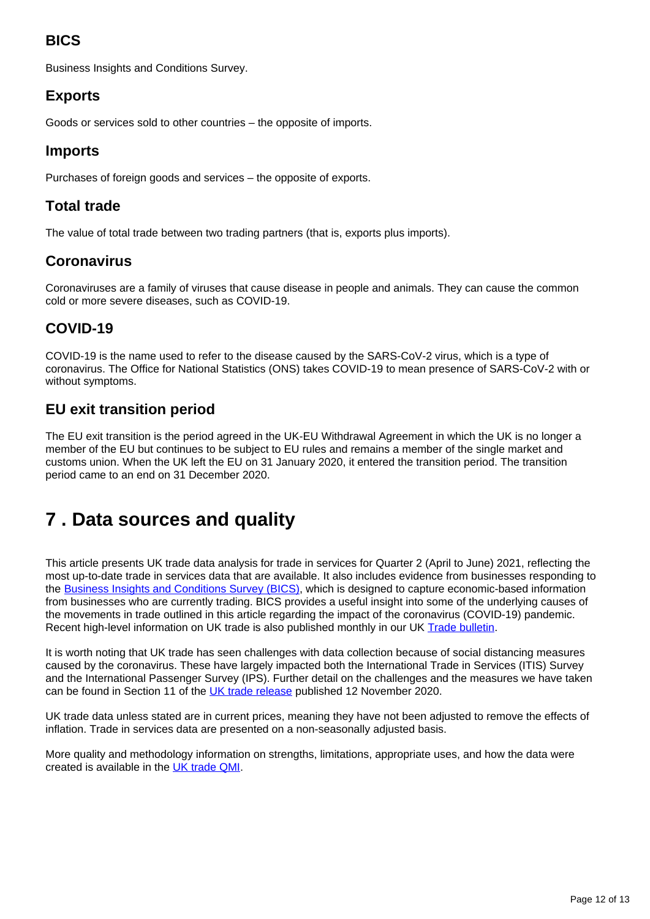### BICS

Business Insights and Conditions Survey.

### Exports

Goods or services sold to other countries – the opposite of imports.

### Imports

Purchases of foreign goods and services – the opposite of exports.

### Total trade

The value of total trade between two trading partners (that is, exports plus imports).

### Coronavirus

Coronaviruses are a family of viruses that cause disease in people and animals. They can cause the common cold or more severe diseases, such as COVID-19.

### COVID-19

COVID-19 is the name used to refer to the disease caused by the SARS-CoV-2 virus, which is a type of coronavirus. The Office for National Statistics (ONS) takes COVID-19 to mean presence of SARS-CoV-2 with or without symptoms.

### EU exit transition period

The EU exit transition is the period agreed in the UK-EU Withdrawal Agreement in which the UK is no longer a member of the EU but continues to be subject to EU rules and remains a member of the single market and customs union. When the UK left the EU on 31 January 2020, it entered the transition period. The transition period came to an end on 31 December 2020.

## 7 . Data sources and quality

This article presents UK trade data analysis for trade in services for Quarter 2 (April to June) 2021, reflecting the most up-to-date trade in services data that are available. It also includes evidence from businesses responding to the Business Insights and Conditions Survey (BICS), which is designed to capture economic-based information from businesses who are currently trading. BICS provides a useful insight into some of the underlying causes of the movements in trade outlined in this article regarding the impact of the coronavirus (COVID-19) pandemic. Recent high-level information on UK trade is also published monthly in our UK Trade bulletin.

It is worth noting that UK trade has seen challenges with data collection because of social distancing measures caused by the coronavirus. These have largely impacted both the International Trade in Services (ITIS) Survey and the International Passenger Survey (IPS). Further detail on the challenges and the measures we have taken can be found in Section 11 of the UK trade release published 12 November 2020.

UK trade data unless stated are in current prices, meaning they have not been adjusted to remove the effects of inflation. Trade in services data are presented on a non-seasonally adjusted basis.

More quality and methodology information on strengths, limitations, appropriate uses, and how the data were created is available in the UK trade QMI.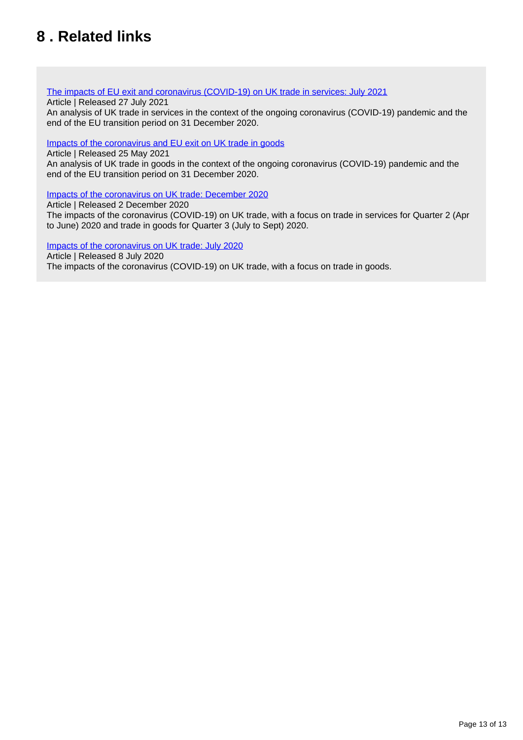## 8 . Related links

[The impacts of EU exit and coronavirus (COVID-19) on UK trade in services: July 2021]
Article | Released 27 July 2021
An analysis of UK trade in services in the context of the ongoing coronavirus (COVID-19) pandemic and the end of the EU transition period on 31 December 2020.

[Impacts of the coronavirus and EU exit on UK trade in goods]
Article | Released 25 May 2021
An analysis of UK trade in goods in the context of the ongoing coronavirus (COVID-19) pandemic and the end of the EU transition period on 31 December 2020.

[Impacts of the coronavirus on UK trade: December 2020]
Article | Released 2 December 2020
The impacts of the coronavirus (COVID-19) on UK trade, with a focus on trade in services for Quarter 2 (Apr to June) 2020 and trade in goods for Quarter 3 (July to Sept) 2020.

[Impacts of the coronavirus on UK trade: July 2020]
Article | Released 8 July 2020
The impacts of the coronavirus (COVID-19) on UK trade, with a focus on trade in goods.